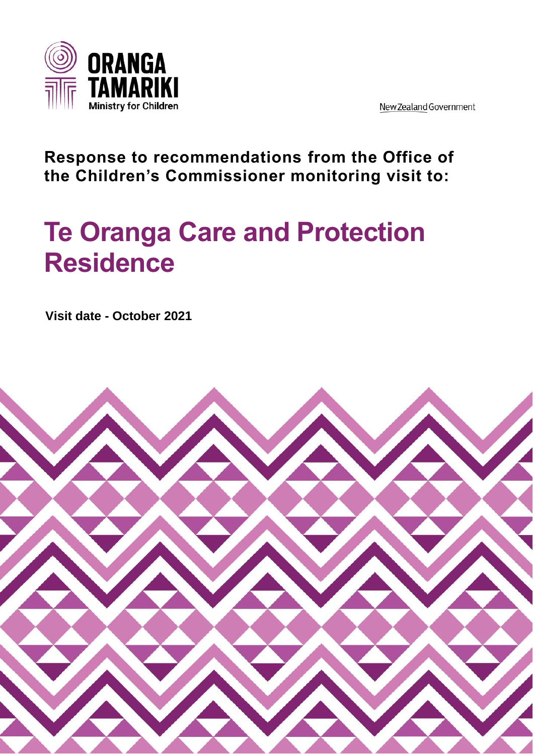ORANGA TAMARIKI
Ministry for Children

New Zealand Government

**Response to recommendations from the Office of the Children's Commissioner monitoring visit to:**

# Te Oranga Care and Protection Residence

**Visit date - October 2021**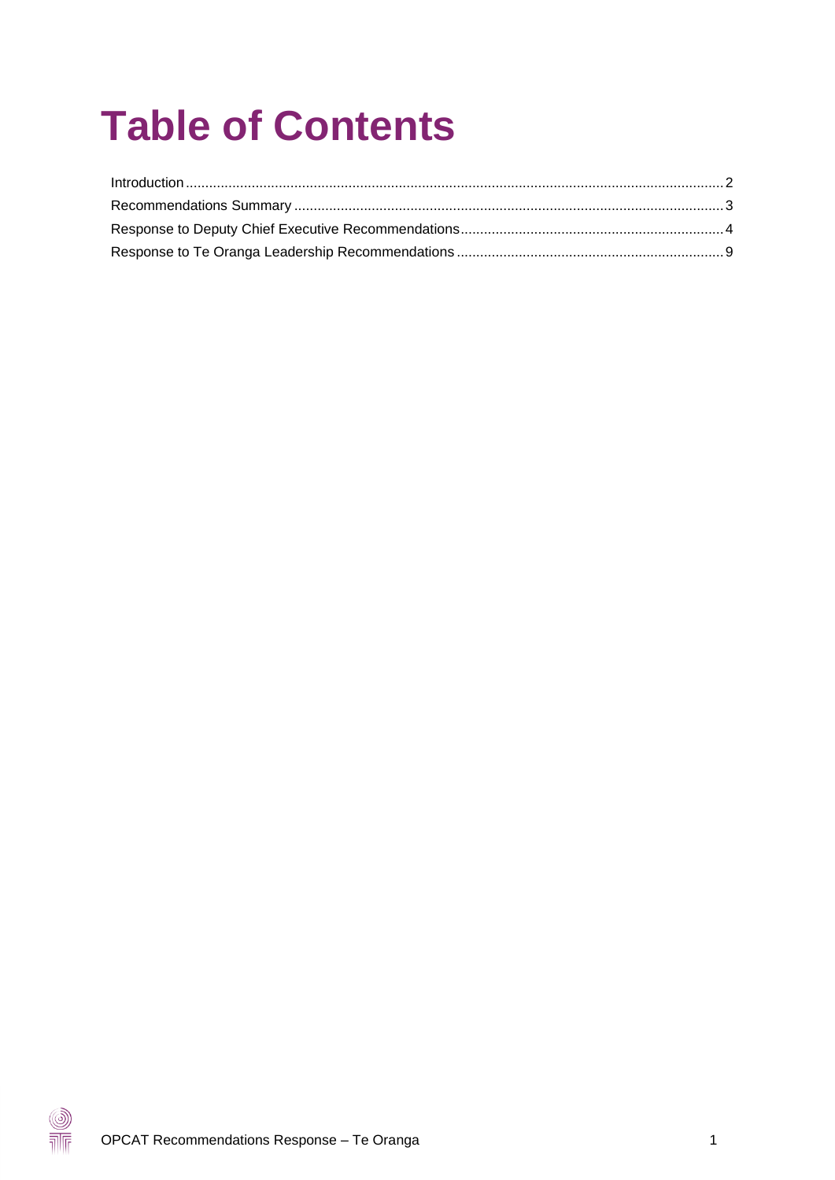# Table of Contents

Introduction ........................................................................................................................................ 2
Recommendations Summary ............................................................................................................. 3
Response to Deputy Chief Executive Recommendations ................................................................... 4
Response to Te Oranga Leadership Recommendations ..................................................................... 9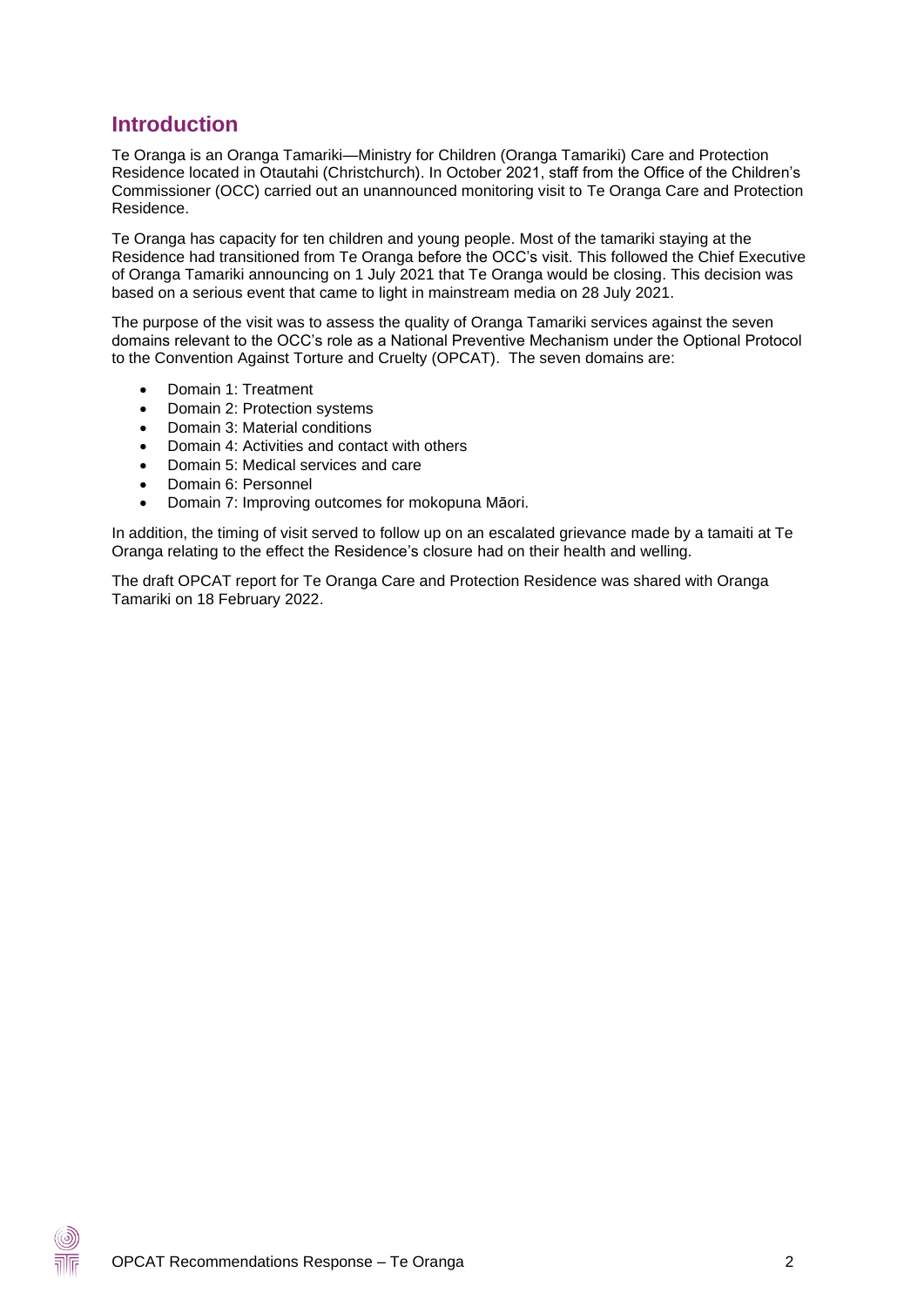## Introduction

Te Oranga is an Oranga Tamariki—Ministry for Children (Oranga Tamariki) Care and Protection Residence located in Otautahi (Christchurch). In October 2021, staff from the Office of the Children's Commissioner (OCC) carried out an unannounced monitoring visit to Te Oranga Care and Protection Residence.

Te Oranga has capacity for ten children and young people. Most of the tamariki staying at the Residence had transitioned from Te Oranga before the OCC's visit. This followed the Chief Executive of Oranga Tamariki announcing on 1 July 2021 that Te Oranga would be closing. This decision was based on a serious event that came to light in mainstream media on 28 July 2021.

The purpose of the visit was to assess the quality of Oranga Tamariki services against the seven domains relevant to the OCC's role as a National Preventive Mechanism under the Optional Protocol to the Convention Against Torture and Cruelty (OPCAT). The seven domains are:

- Domain 1: Treatment
- Domain 2: Protection systems
- Domain 3: Material conditions
- Domain 4: Activities and contact with others
- Domain 5: Medical services and care
- Domain 6: Personnel
- Domain 7: Improving outcomes for mokopuna Māori.

In addition, the timing of visit served to follow up on an escalated grievance made by a tamaiti at Te Oranga relating to the effect the Residence's closure had on their health and welling.

The draft OPCAT report for Te Oranga Care and Protection Residence was shared with Oranga Tamariki on 18 February 2022.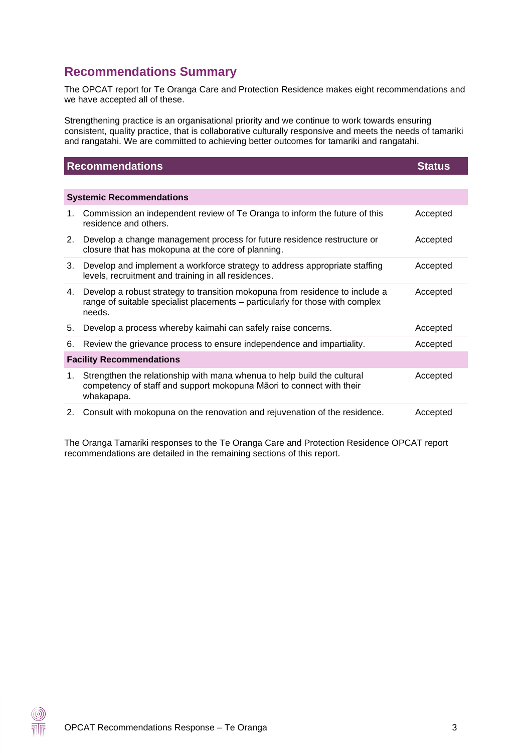## Recommendations Summary

The OPCAT report for Te Oranga Care and Protection Residence makes eight recommendations and we have accepted all of these.

Strengthening practice is an organisational priority and we continue to work towards ensuring consistent, quality practice, that is collaborative culturally responsive and meets the needs of tamariki and rangatahi. We are committed to achieving better outcomes for tamariki and rangatahi.

| Recommendations | | Status |
|---|---|---|
| **Systemic Recommendations** | | |
| 1. | Commission an independent review of Te Oranga to inform the future of this residence and others. | Accepted |
| 2. | Develop a change management process for future residence restructure or closure that has mokopuna at the core of planning. | Accepted |
| 3. | Develop and implement a workforce strategy to address appropriate staffing levels, recruitment and training in all residences. | Accepted |
| 4. | Develop a robust strategy to transition mokopuna from residence to include a range of suitable specialist placements – particularly for those with complex needs. | Accepted |
| 5. | Develop a process whereby kaimahi can safely raise concerns. | Accepted |
| 6. | Review the grievance process to ensure independence and impartiality. | Accepted |
| **Facility Recommendations** | | |
| 1. | Strengthen the relationship with mana whenua to help build the cultural competency of staff and support mokopuna Māori to connect with their whakapapa. | Accepted |
| 2. | Consult with mokopuna on the renovation and rejuvenation of the residence. | Accepted |

The Oranga Tamariki responses to the Te Oranga Care and Protection Residence OPCAT report recommendations are detailed in the remaining sections of this report.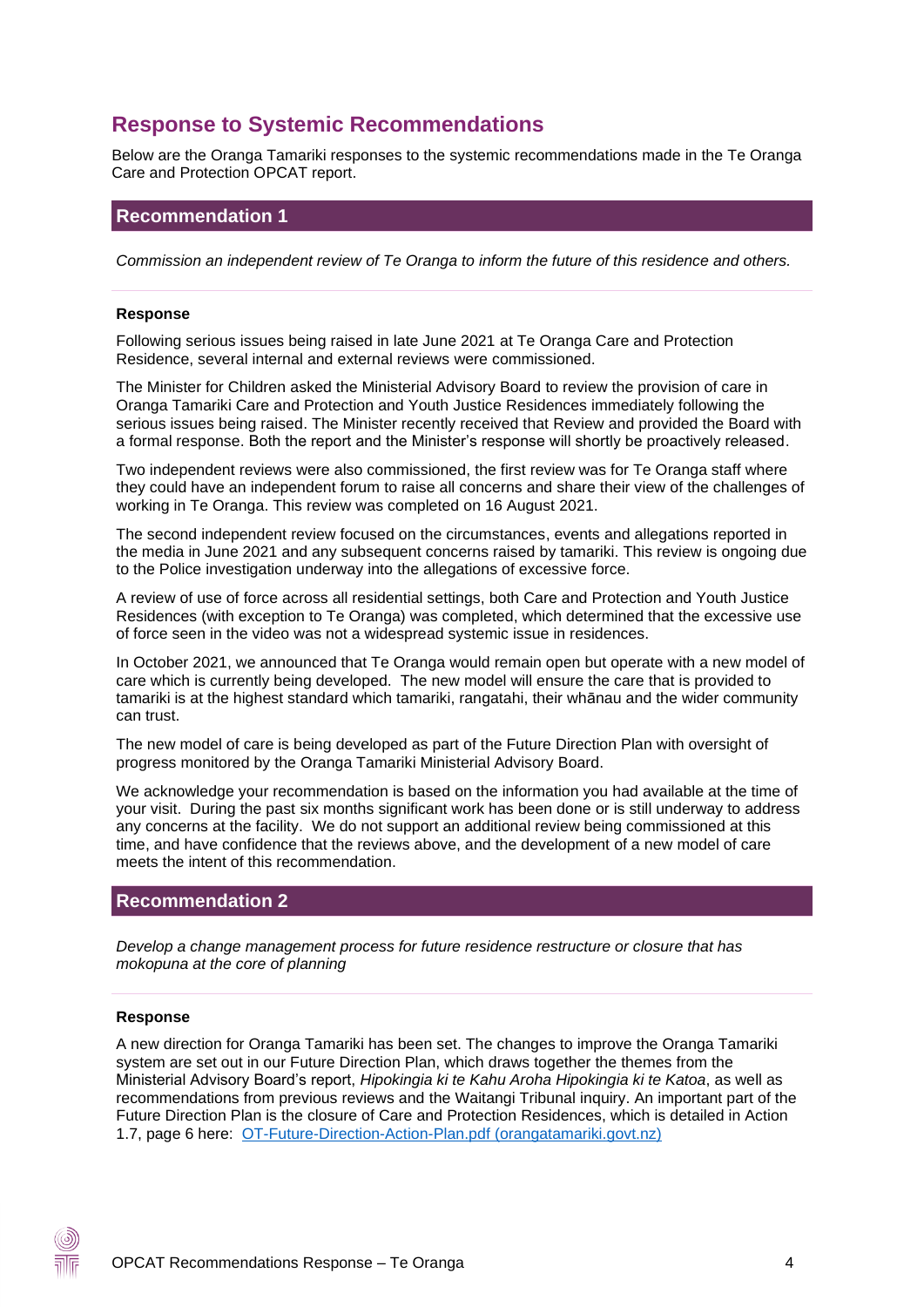## Response to Systemic Recommendations

Below are the Oranga Tamariki responses to the systemic recommendations made in the Te Oranga Care and Protection OPCAT report.

### Recommendation 1

*Commission an independent review of Te Oranga to inform the future of this residence and others.*

**Response**

Following serious issues being raised in late June 2021 at Te Oranga Care and Protection Residence, several internal and external reviews were commissioned.

The Minister for Children asked the Ministerial Advisory Board to review the provision of care in Oranga Tamariki Care and Protection and Youth Justice Residences immediately following the serious issues being raised. The Minister recently received that Review and provided the Board with a formal response. Both the report and the Minister's response will shortly be proactively released.

Two independent reviews were also commissioned, the first review was for Te Oranga staff where they could have an independent forum to raise all concerns and share their view of the challenges of working in Te Oranga. This review was completed on 16 August 2021.

The second independent review focused on the circumstances, events and allegations reported in the media in June 2021 and any subsequent concerns raised by tamariki. This review is ongoing due to the Police investigation underway into the allegations of excessive force.

A review of use of force across all residential settings, both Care and Protection and Youth Justice Residences (with exception to Te Oranga) was completed, which determined that the excessive use of force seen in the video was not a widespread systemic issue in residences.

In October 2021, we announced that Te Oranga would remain open but operate with a new model of care which is currently being developed. The new model will ensure the care that is provided to tamariki is at the highest standard which tamariki, rangatahi, their whānau and the wider community can trust.

The new model of care is being developed as part of the Future Direction Plan with oversight of progress monitored by the Oranga Tamariki Ministerial Advisory Board.

We acknowledge your recommendation is based on the information you had available at the time of your visit. During the past six months significant work has been done or is still underway to address any concerns at the facility. We do not support an additional review being commissioned at this time, and have confidence that the reviews above, and the development of a new model of care meets the intent of this recommendation.

### Recommendation 2

*Develop a change management process for future residence restructure or closure that has mokopuna at the core of planning*

**Response**

A new direction for Oranga Tamariki has been set. The changes to improve the Oranga Tamariki system are set out in our Future Direction Plan, which draws together the themes from the Ministerial Advisory Board's report, *Hipokingia ki te Kahu Aroha Hipokingia ki te Katoa*, as well as recommendations from previous reviews and the Waitangi Tribunal inquiry. An important part of the Future Direction Plan is the closure of Care and Protection Residences, which is detailed in Action 1.7, page 6 here: [OT-Future-Direction-Action-Plan.pdf (orangatamariki.govt.nz)](OT-Future-Direction-Action-Plan.pdf)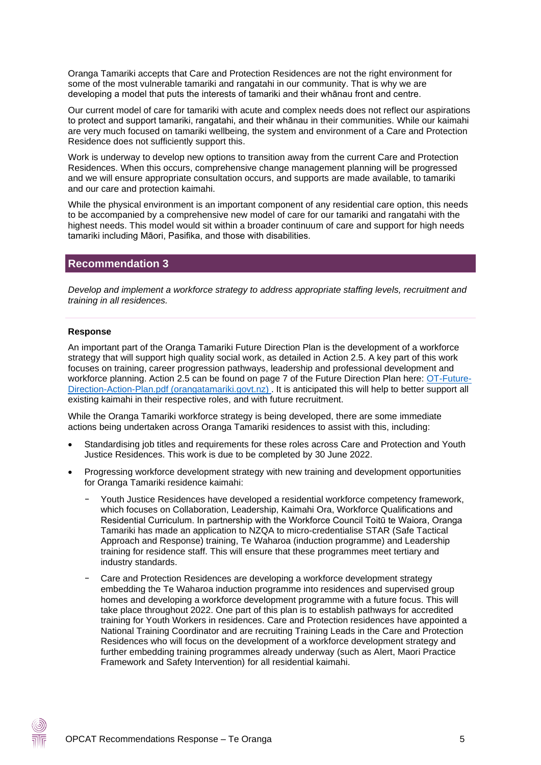Oranga Tamariki accepts that Care and Protection Residences are not the right environment for some of the most vulnerable tamariki and rangatahi in our community. That is why we are developing a model that puts the interests of tamariki and their whānau front and centre.

Our current model of care for tamariki with acute and complex needs does not reflect our aspirations to protect and support tamariki, rangatahi, and their whānau in their communities. While our kaimahi are very much focused on tamariki wellbeing, the system and environment of a Care and Protection Residence does not sufficiently support this.

Work is underway to develop new options to transition away from the current Care and Protection Residences. When this occurs, comprehensive change management planning will be progressed and we will ensure appropriate consultation occurs, and supports are made available, to tamariki and our care and protection kaimahi.

While the physical environment is an important component of any residential care option, this needs to be accompanied by a comprehensive new model of care for our tamariki and rangatahi with the highest needs. This model would sit within a broader continuum of care and support for high needs tamariki including Māori, Pasifika, and those with disabilities.

## Recommendation 3

*Develop and implement a workforce strategy to address appropriate staffing levels, recruitment and training in all residences.*

### Response

An important part of the Oranga Tamariki Future Direction Plan is the development of a workforce strategy that will support high quality social work, as detailed in Action 2.5. A key part of this work focuses on training, career progression pathways, leadership and professional development and workforce planning. Action 2.5 can be found on page 7 of the Future Direction Plan here: [OT-Future-Direction-Action-Plan.pdf (orangatamariki.govt.nz)](orangatamariki.govt.nz) . It is anticipated this will help to better support all existing kaimahi in their respective roles, and with future recruitment.

While the Oranga Tamariki workforce strategy is being developed, there are some immediate actions being undertaken across Oranga Tamariki residences to assist with this, including:

- Standardising job titles and requirements for these roles across Care and Protection and Youth Justice Residences. This work is due to be completed by 30 June 2022.
- Progressing workforce development strategy with new training and development opportunities for Oranga Tamariki residence kaimahi:
  - Youth Justice Residences have developed a residential workforce competency framework, which focuses on Collaboration, Leadership, Kaimahi Ora, Workforce Qualifications and Residential Curriculum. In partnership with the Workforce Council Toitū te Waiora, Oranga Tamariki has made an application to NZQA to micro-credentialise STAR (Safe Tactical Approach and Response) training, Te Waharoa (induction programme) and Leadership training for residence staff. This will ensure that these programmes meet tertiary and industry standards.
  - Care and Protection Residences are developing a workforce development strategy embedding the Te Waharoa induction programme into residences and supervised group homes and developing a workforce development programme with a future focus. This will take place throughout 2022. One part of this plan is to establish pathways for accredited training for Youth Workers in residences. Care and Protection residences have appointed a National Training Coordinator and are recruiting Training Leads in the Care and Protection Residences who will focus on the development of a workforce development strategy and further embedding training programmes already underway (such as Alert, Maori Practice Framework and Safety Intervention) for all residential kaimahi.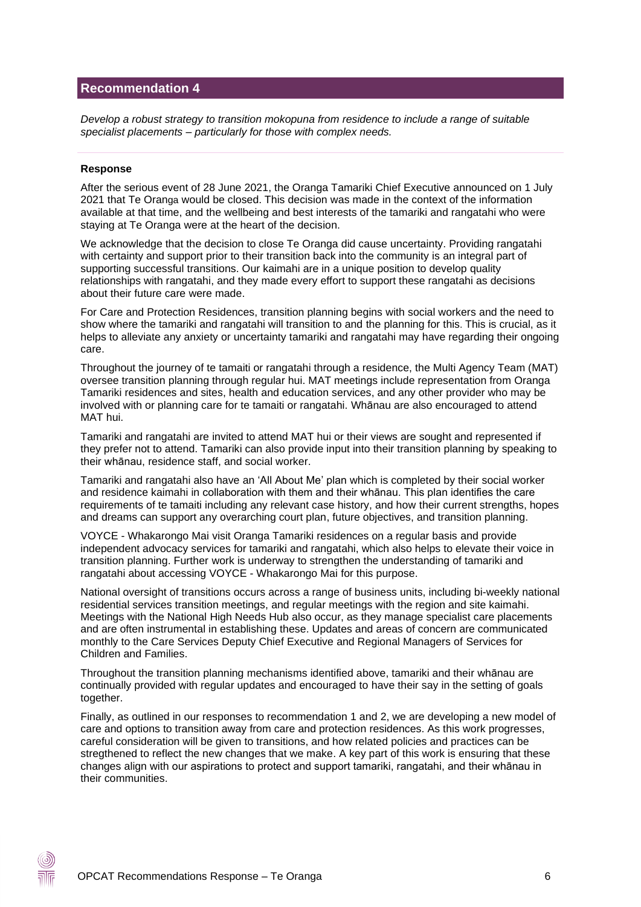## Recommendation 4

*Develop a robust strategy to transition mokopuna from residence to include a range of suitable specialist placements – particularly for those with complex needs.*

**Response**

After the serious event of 28 June 2021, the Oranga Tamariki Chief Executive announced on 1 July 2021 that Te Oranga would be closed. This decision was made in the context of the information available at that time, and the wellbeing and best interests of the tamariki and rangatahi who were staying at Te Oranga were at the heart of the decision.

We acknowledge that the decision to close Te Oranga did cause uncertainty. Providing rangatahi with certainty and support prior to their transition back into the community is an integral part of supporting successful transitions. Our kaimahi are in a unique position to develop quality relationships with rangatahi, and they made every effort to support these rangatahi as decisions about their future care were made.

For Care and Protection Residences, transition planning begins with social workers and the need to show where the tamariki and rangatahi will transition to and the planning for this. This is crucial, as it helps to alleviate any anxiety or uncertainty tamariki and rangatahi may have regarding their ongoing care.

Throughout the journey of te tamaiti or rangatahi through a residence, the Multi Agency Team (MAT) oversee transition planning through regular hui. MAT meetings include representation from Oranga Tamariki residences and sites, health and education services, and any other provider who may be involved with or planning care for te tamaiti or rangatahi. Whānau are also encouraged to attend MAT hui.

Tamariki and rangatahi are invited to attend MAT hui or their views are sought and represented if they prefer not to attend. Tamariki can also provide input into their transition planning by speaking to their whānau, residence staff, and social worker.

Tamariki and rangatahi also have an 'All About Me' plan which is completed by their social worker and residence kaimahi in collaboration with them and their whānau. This plan identifies the care requirements of te tamaiti including any relevant case history, and how their current strengths, hopes and dreams can support any overarching court plan, future objectives, and transition planning.

VOYCE - Whakarongo Mai visit Oranga Tamariki residences on a regular basis and provide independent advocacy services for tamariki and rangatahi, which also helps to elevate their voice in transition planning. Further work is underway to strengthen the understanding of tamariki and rangatahi about accessing VOYCE - Whakarongo Mai for this purpose.

National oversight of transitions occurs across a range of business units, including bi-weekly national residential services transition meetings, and regular meetings with the region and site kaimahi. Meetings with the National High Needs Hub also occur, as they manage specialist care placements and are often instrumental in establishing these. Updates and areas of concern are communicated monthly to the Care Services Deputy Chief Executive and Regional Managers of Services for Children and Families.

Throughout the transition planning mechanisms identified above, tamariki and their whānau are continually provided with regular updates and encouraged to have their say in the setting of goals together.

Finally, as outlined in our responses to recommendation 1 and 2, we are developing a new model of care and options to transition away from care and protection residences. As this work progresses, careful consideration will be given to transitions, and how related policies and practices can be stregthened to reflect the new changes that we make. A key part of this work is ensuring that these changes align with our aspirations to protect and support tamariki, rangatahi, and their whānau in their communities.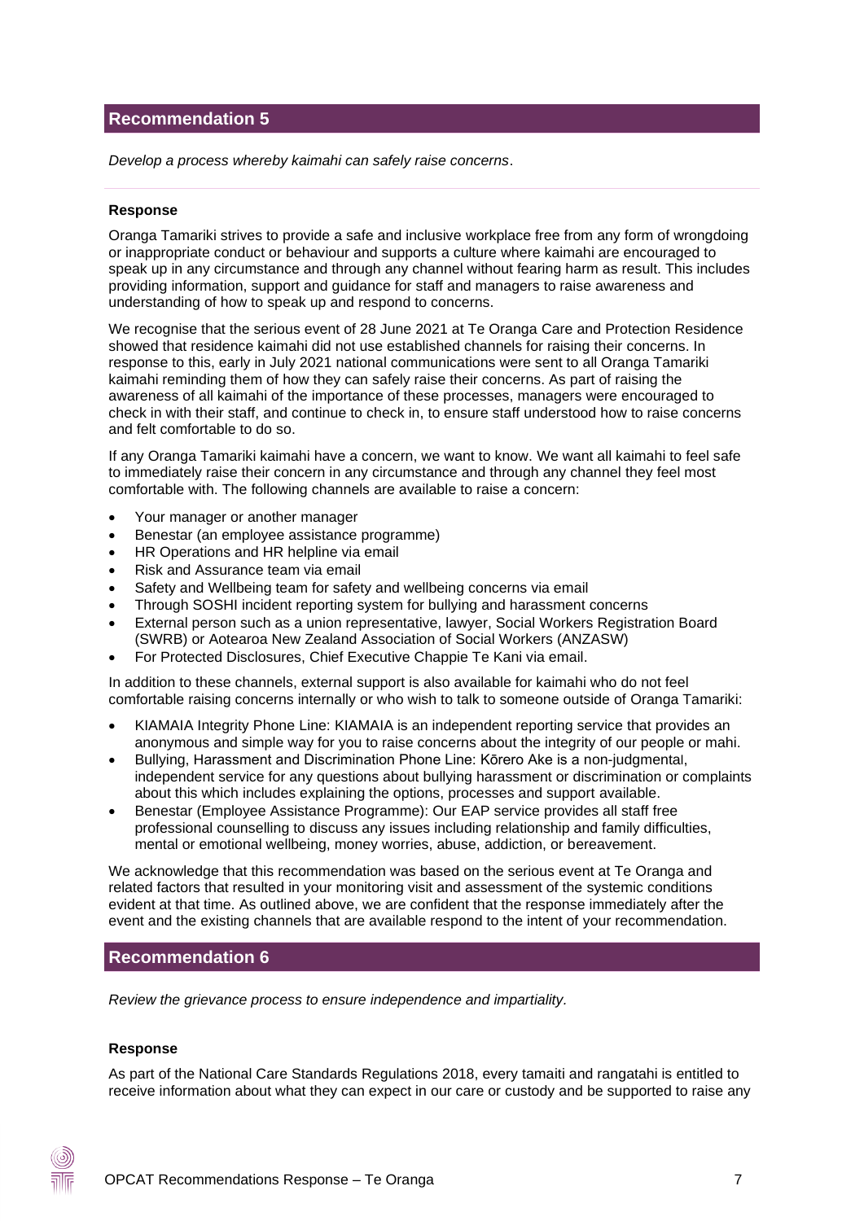## Recommendation 5

*Develop a process whereby kaimahi can safely raise concerns*.

**Response**

Oranga Tamariki strives to provide a safe and inclusive workplace free from any form of wrongdoing or inappropriate conduct or behaviour and supports a culture where kaimahi are encouraged to speak up in any circumstance and through any channel without fearing harm as result. This includes providing information, support and guidance for staff and managers to raise awareness and understanding of how to speak up and respond to concerns.

We recognise that the serious event of 28 June 2021 at Te Oranga Care and Protection Residence showed that residence kaimahi did not use established channels for raising their concerns. In response to this, early in July 2021 national communications were sent to all Oranga Tamariki kaimahi reminding them of how they can safely raise their concerns. As part of raising the awareness of all kaimahi of the importance of these processes, managers were encouraged to check in with their staff, and continue to check in, to ensure staff understood how to raise concerns and felt comfortable to do so.

If any Oranga Tamariki kaimahi have a concern, we want to know. We want all kaimahi to feel safe to immediately raise their concern in any circumstance and through any channel they feel most comfortable with. The following channels are available to raise a concern:

- Your manager or another manager
- Benestar (an employee assistance programme)
- HR Operations and HR helpline via email
- Risk and Assurance team via email
- Safety and Wellbeing team for safety and wellbeing concerns via email
- Through SOSHI incident reporting system for bullying and harassment concerns
- External person such as a union representative, lawyer, Social Workers Registration Board (SWRB) or Aotearoa New Zealand Association of Social Workers (ANZASW)
- For Protected Disclosures, Chief Executive Chappie Te Kani via email.

In addition to these channels, external support is also available for kaimahi who do not feel comfortable raising concerns internally or who wish to talk to someone outside of Oranga Tamariki:

- KIAMAIA Integrity Phone Line: KIAMAIA is an independent reporting service that provides an anonymous and simple way for you to raise concerns about the integrity of our people or mahi.
- Bullying, Harassment and Discrimination Phone Line: Kōrero Ake is a non-judgmental, independent service for any questions about bullying harassment or discrimination or complaints about this which includes explaining the options, processes and support available.
- Benestar (Employee Assistance Programme): Our EAP service provides all staff free professional counselling to discuss any issues including relationship and family difficulties, mental or emotional wellbeing, money worries, abuse, addiction, or bereavement.

We acknowledge that this recommendation was based on the serious event at Te Oranga and related factors that resulted in your monitoring visit and assessment of the systemic conditions evident at that time. As outlined above, we are confident that the response immediately after the event and the existing channels that are available respond to the intent of your recommendation.

## Recommendation 6

*Review the grievance process to ensure independence and impartiality.*

**Response**

As part of the National Care Standards Regulations 2018, every tamaiti and rangatahi is entitled to receive information about what they can expect in our care or custody and be supported to raise any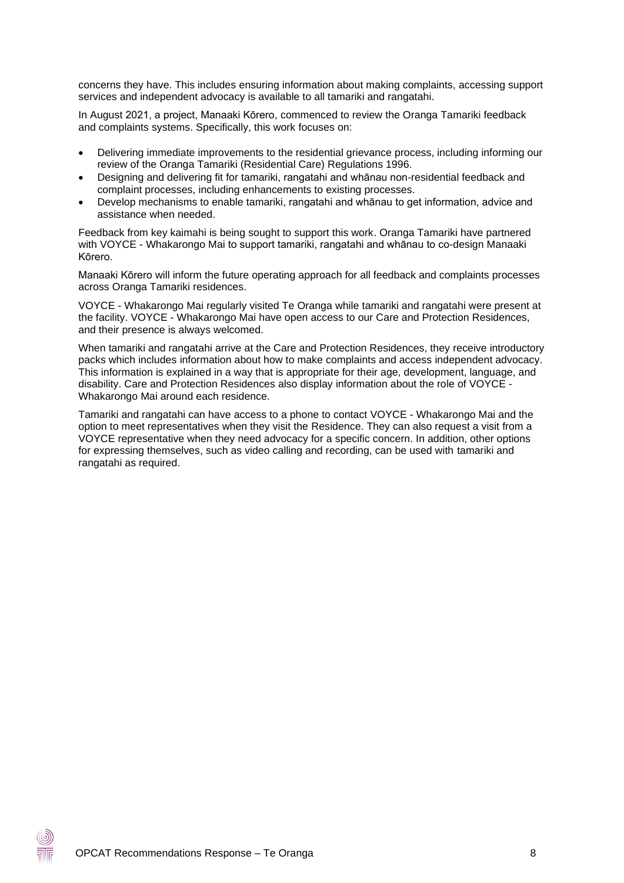concerns they have. This includes ensuring information about making complaints, accessing support services and independent advocacy is available to all tamariki and rangatahi.

In August 2021, a project, Manaaki Kōrero, commenced to review the Oranga Tamariki feedback and complaints systems. Specifically, this work focuses on:

- Delivering immediate improvements to the residential grievance process, including informing our review of the Oranga Tamariki (Residential Care) Regulations 1996.
- Designing and delivering fit for tamariki, rangatahi and whānau non-residential feedback and complaint processes, including enhancements to existing processes.
- Develop mechanisms to enable tamariki, rangatahi and whānau to get information, advice and assistance when needed.

Feedback from key kaimahi is being sought to support this work. Oranga Tamariki have partnered with VOYCE - Whakarongo Mai to support tamariki, rangatahi and whānau to co-design Manaaki Kōrero.

Manaaki Kōrero will inform the future operating approach for all feedback and complaints processes across Oranga Tamariki residences.

VOYCE - Whakarongo Mai regularly visited Te Oranga while tamariki and rangatahi were present at the facility. VOYCE - Whakarongo Mai have open access to our Care and Protection Residences, and their presence is always welcomed.

When tamariki and rangatahi arrive at the Care and Protection Residences, they receive introductory packs which includes information about how to make complaints and access independent advocacy. This information is explained in a way that is appropriate for their age, development, language, and disability. Care and Protection Residences also display information about the role of VOYCE - Whakarongo Mai around each residence.

Tamariki and rangatahi can have access to a phone to contact VOYCE - Whakarongo Mai and the option to meet representatives when they visit the Residence. They can also request a visit from a VOYCE representative when they need advocacy for a specific concern. In addition, other options for expressing themselves, such as video calling and recording, can be used with tamariki and rangatahi as required.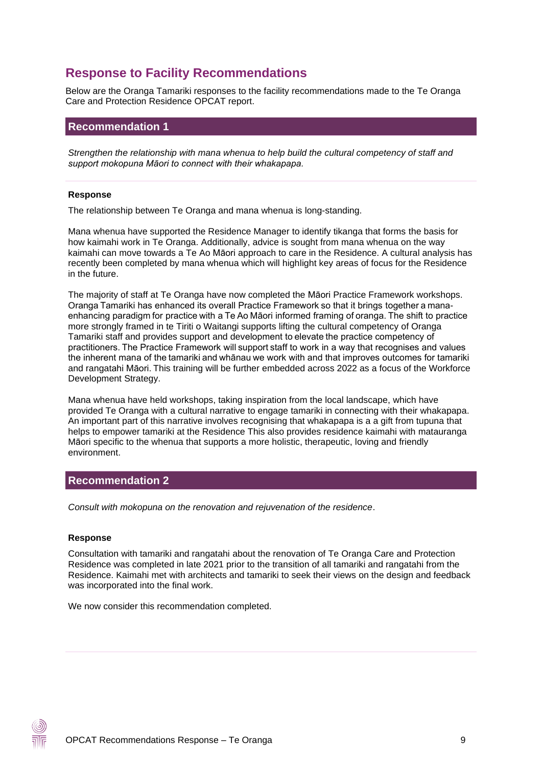## Response to Facility Recommendations

Below are the Oranga Tamariki responses to the facility recommendations made to the Te Oranga Care and Protection Residence OPCAT report.

### Recommendation 1

*Strengthen the relationship with mana whenua to help build the cultural competency of staff and support mokopuna Māori to connect with their whakapapa.*

**Response**

The relationship between Te Oranga and mana whenua is long-standing.

Mana whenua have supported the Residence Manager to identify tikanga that forms the basis for how kaimahi work in Te Oranga. Additionally, advice is sought from mana whenua on the way kaimahi can move towards a Te Ao Māori approach to care in the Residence. A cultural analysis has recently been completed by mana whenua which will highlight key areas of focus for the Residence in the future.

The majority of staff at Te Oranga have now completed the Māori Practice Framework workshops. Oranga Tamariki has enhanced its overall Practice Framework so that it brings together a mana-enhancing paradigm for practice with a Te Ao Māori informed framing of oranga. The shift to practice more strongly framed in te Tiriti o Waitangi supports lifting the cultural competency of Oranga Tamariki staff and provides support and development to elevate the practice competency of practitioners. The Practice Framework will support staff to work in a way that recognises and values the inherent mana of the tamariki and whānau we work with and that improves outcomes for tamariki and rangatahi Māori. This training will be further embedded across 2022 as a focus of the Workforce Development Strategy.

Mana whenua have held workshops, taking inspiration from the local landscape, which have provided Te Oranga with a cultural narrative to engage tamariki in connecting with their whakapapa. An important part of this narrative involves recognising that whakapapa is a a gift from tupuna that helps to empower tamariki at the Residence This also provides residence kaimahi with matauranga Māori specific to the whenua that supports a more holistic, therapeutic, loving and friendly environment.

### Recommendation 2

*Consult with mokopuna on the renovation and rejuvenation of the residence*.

**Response**

Consultation with tamariki and rangatahi about the renovation of Te Oranga Care and Protection Residence was completed in late 2021 prior to the transition of all tamariki and rangatahi from the Residence. Kaimahi met with architects and tamariki to seek their views on the design and feedback was incorporated into the final work.

We now consider this recommendation completed.